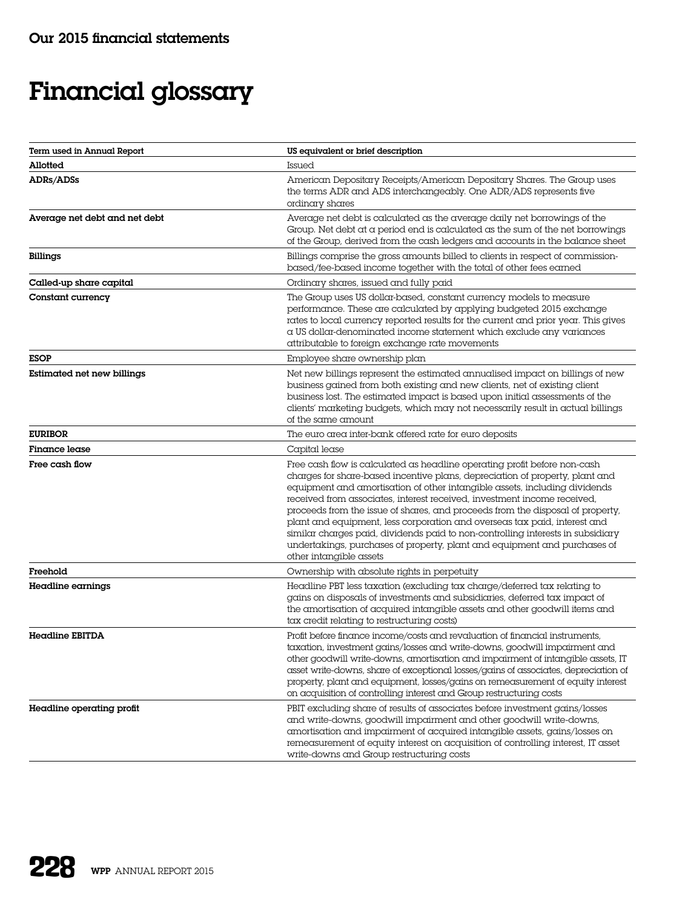Our 2015 financial statements

# Financial glossary

| Term used in Annual Report | US equivalent or brief description |
| --- | --- |
| **Allotted** | Issued |
| **ADRs/ADSs** | American Depositary Receipts/American Depositary Shares. The Group uses the terms ADR and ADS interchangeably. One ADR/ADS represents five ordinary shares |
| **Average net debt and net debt** | Average net debt is calculated as the average daily net borrowings of the Group. Net debt at a period end is calculated as the sum of the net borrowings of the Group, derived from the cash ledgers and accounts in the balance sheet |
| **Billings** | Billings comprise the gross amounts billed to clients in respect of commission-based/fee-based income together with the total of other fees earned |
| **Called-up share capital** | Ordinary shares, issued and fully paid |
| **Constant currency** | The Group uses US dollar-based, constant currency models to measure performance. These are calculated by applying budgeted 2015 exchange rates to local currency reported results for the current and prior year. This gives a US dollar-denominated income statement which exclude any variances attributable to foreign exchange rate movements |
| **ESOP** | Employee share ownership plan |
| **Estimated net new billings** | Net new billings represent the estimated annualised impact on billings of new business gained from both existing and new clients, net of existing client business lost. The estimated impact is based upon initial assessments of the clients' marketing budgets, which may not necessarily result in actual billings of the same amount |
| **EURIBOR** | The euro area inter-bank offered rate for euro deposits |
| **Finance lease** | Capital lease |
| **Free cash flow** | Free cash flow is calculated as headline operating profit before non-cash charges for share-based incentive plans, depreciation of property, plant and equipment and amortisation of other intangible assets, including dividends received from associates, interest received, investment income received, proceeds from the issue of shares, and proceeds from the disposal of property, plant and equipment, less corporation and overseas tax paid, interest and similar charges paid, dividends paid to non-controlling interests in subsidiary undertakings, purchases of property, plant and equipment and purchases of other intangible assets |
| **Freehold** | Ownership with absolute rights in perpetuity |
| **Headline earnings** | Headline PBT less taxation (excluding tax charge/deferred tax relating to gains on disposals of investments and subsidiaries, deferred tax impact of the amortisation of acquired intangible assets and other goodwill items and tax credit relating to restructuring costs) |
| **Headline EBITDA** | Profit before finance income/costs and revaluation of financial instruments, taxation, investment gains/losses and write-downs, goodwill impairment and other goodwill write-downs, amortisation and impairment of intangible assets, IT asset write-downs, share of exceptional losses/gains of associates, depreciation of property, plant and equipment, losses/gains on remeasurement of equity interest on acquisition of controlling interest and Group restructuring costs |
| **Headline operating profit** | PBIT excluding share of results of associates before investment gains/losses and write-downs, goodwill impairment and other goodwill write-downs, amortisation and impairment of acquired intangible assets, gains/losses on remeasurement of equity interest on acquisition of controlling interest, IT asset write-downs and Group restructuring costs |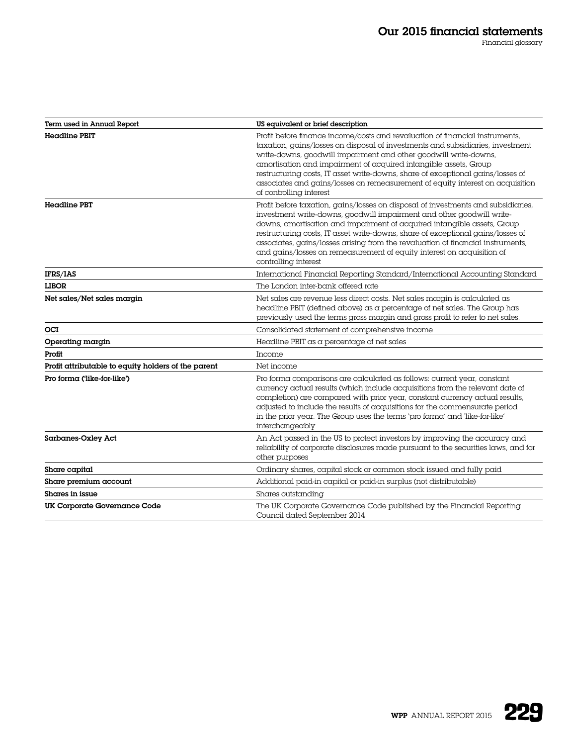| Term used in Annual Report | US equivalent or brief description |
|---|---|
| **Headline PBIT** | Profit before finance income/costs and revaluation of financial instruments, taxation, gains/losses on disposal of investments and subsidiaries, investment write-downs, goodwill impairment and other goodwill write-downs, amortisation and impairment of acquired intangible assets, Group restructuring costs, IT asset write-downs, share of exceptional gains/losses of associates and gains/losses on remeasurement of equity interest on acquisition of controlling interest |
| **Headline PBT** | Profit before taxation, gains/losses on disposal of investments and subsidiaries, investment write-downs, goodwill impairment and other goodwill write-downs, amortisation and impairment of acquired intangible assets, Group restructuring costs, IT asset write-downs, share of exceptional gains/losses of associates, gains/losses arising from the revaluation of financial instruments, and gains/losses on remeasurement of equity interest on acquisition of controlling interest |
| **IFRS/IAS** | International Financial Reporting Standard/International Accounting Standard |
| **LIBOR** | The London inter-bank offered rate |
| **Net sales/Net sales margin** | Net sales are revenue less direct costs. Net sales margin is calculated as headline PBIT (defined above) as a percentage of net sales. The Group has previously used the terms gross margin and gross profit to refer to net sales. |
| **OCI** | Consolidated statement of comprehensive income |
| **Operating margin** | Headline PBIT as a percentage of net sales |
| **Profit** | Income |
| **Profit attributable to equity holders of the parent** | Net income |
| **Pro forma ('like-for-like')** | Pro forma comparisons are calculated as follows: current year, constant currency actual results (which include acquisitions from the relevant date of completion) are compared with prior year, constant currency actual results, adjusted to include the results of acquisitions for the commensurate period in the prior year. The Group uses the terms 'pro forma' and 'like-for-like' interchangeably |
| **Sarbanes-Oxley Act** | An Act passed in the US to protect investors by improving the accuracy and reliability of corporate disclosures made pursuant to the securities laws, and for other purposes |
| **Share capital** | Ordinary shares, capital stock or common stock issued and fully paid |
| **Share premium account** | Additional paid-in capital or paid-in surplus (not distributable) |
| **Shares in issue** | Shares outstanding |
| **UK Corporate Governance Code** | The UK Corporate Governance Code published by the Financial Reporting Council dated September 2014 |